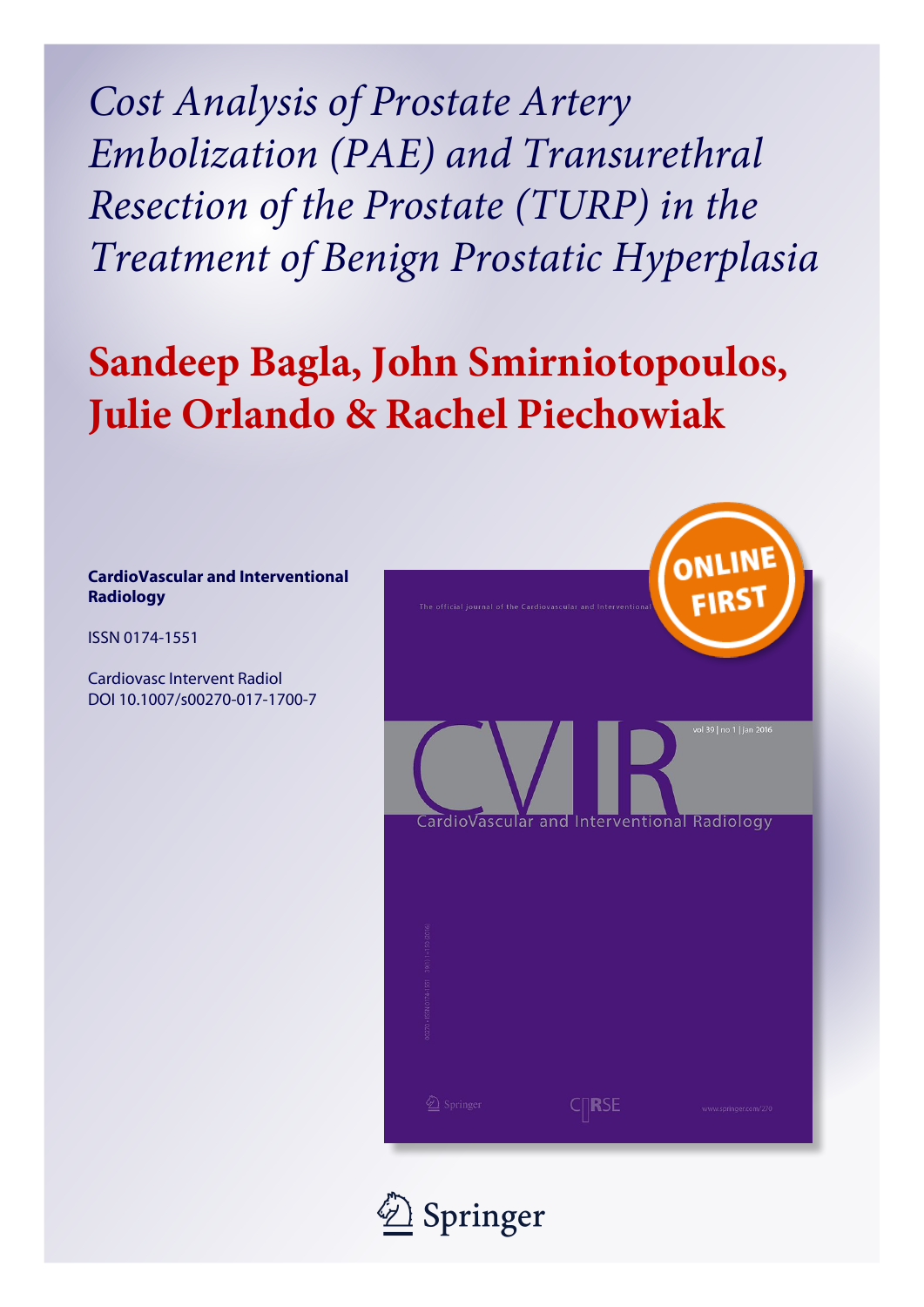# *Cost Analysis of Prostate Artery Embolization (PAE) and Transurethral Resection of the Prostate (TURP) in the Treatment of Benign Prostatic Hyperplasia*

## Sandeep Bagla, John Smirniotopoulos, Julie Orlando & Rachel Piechowiak

**CardioVascular and Interventional Radiology**

ISSN 0174-1551

Cardiovasc Intervent Radiol
DOI 10.1007/s00270-017-1700-7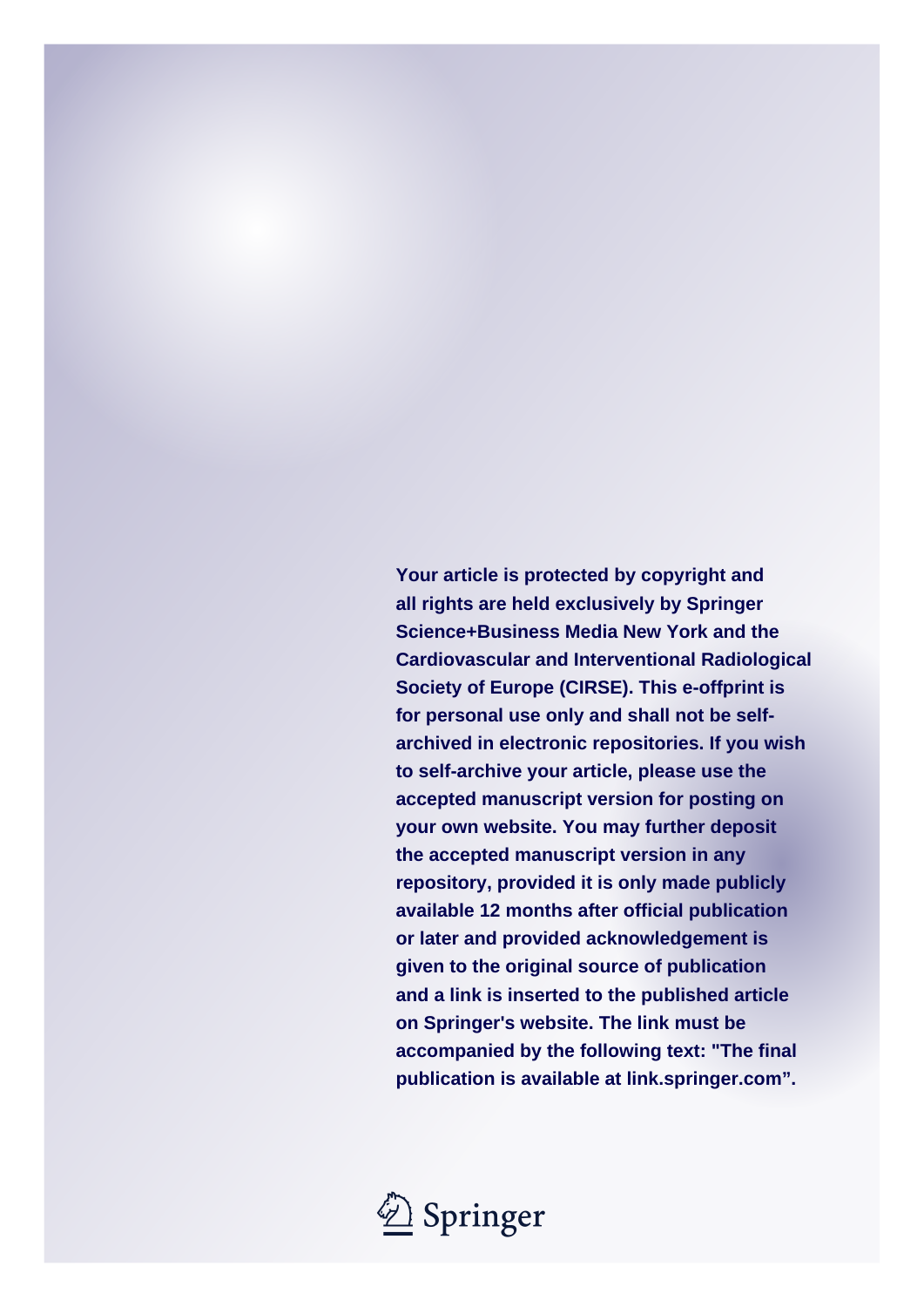**Your article is protected by copyright and all rights are held exclusively by Springer Science+Business Media New York and the Cardiovascular and Interventional Radiological Society of Europe (CIRSE). This e-offprint is for personal use only and shall not be self-archived in electronic repositories. If you wish to self-archive your article, please use the accepted manuscript version for posting on your own website. You may further deposit the accepted manuscript version in any repository, provided it is only made publicly available 12 months after official publication or later and provided acknowledgement is given to the original source of publication and a link is inserted to the published article on Springer's website. The link must be accompanied by the following text: "The final publication is available at link.springer.com".**

Springer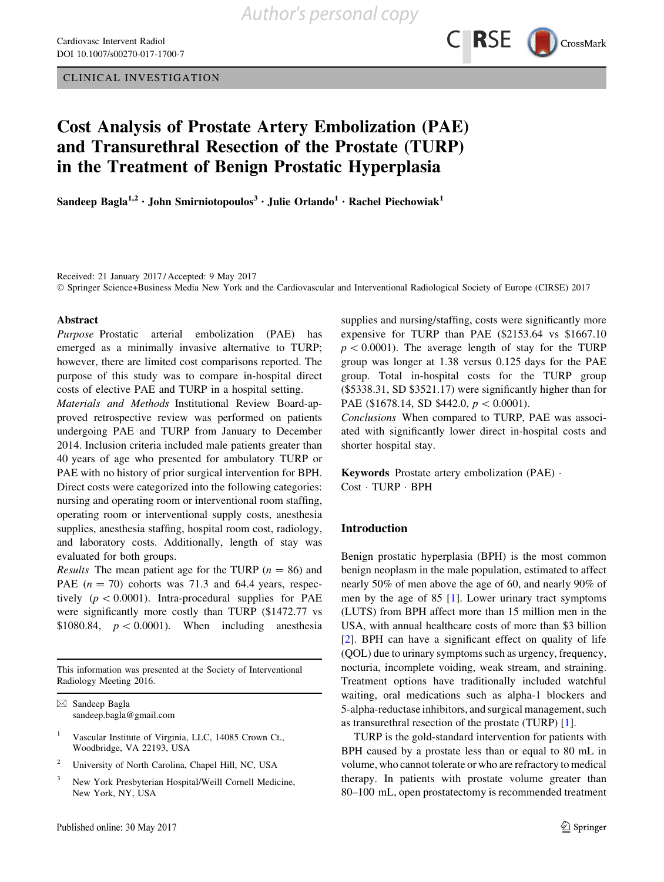CLINICAL INVESTIGATION

# Cost Analysis of Prostate Artery Embolization (PAE) and Transurethral Resection of the Prostate (TURP) in the Treatment of Benign Prostatic Hyperplasia

Sandeep Bagla[1,2] · John Smirniotopoulos[3] · Julie Orlando[1] · Rachel Piechowiak[1]

Received: 21 January 2017 / Accepted: 9 May 2017
© Springer Science+Business Media New York and the Cardiovascular and Interventional Radiological Society of Europe (CIRSE) 2017

## Abstract

*Purpose* Prostatic arterial embolization (PAE) has emerged as a minimally invasive alternative to TURP; however, there are limited cost comparisons reported. The purpose of this study was to compare in-hospital direct costs of elective PAE and TURP in a hospital setting.

*Materials and Methods* Institutional Review Board-approved retrospective review was performed on patients undergoing PAE and TURP from January to December 2014. Inclusion criteria included male patients greater than 40 years of age who presented for ambulatory TURP or PAE with no history of prior surgical intervention for BPH. Direct costs were categorized into the following categories: nursing and operating room or interventional room staffing, operating room or interventional supply costs, anesthesia supplies, anesthesia staffing, hospital room cost, radiology, and laboratory costs. Additionally, length of stay was evaluated for both groups.

*Results* The mean patient age for the TURP ($n = 86$) and PAE ($n = 70$) cohorts was 71.3 and 64.4 years, respectively ($p < 0.0001$). Intra-procedural supplies for PAE were significantly more costly than TURP (\$1472.77 vs \$1080.84, $p < 0.0001$). When including anesthesia supplies and nursing/staffing, costs were significantly more expensive for TURP than PAE (\$2153.64 vs \$1667.10 $p < 0.0001$). The average length of stay for the TURP group was longer at 1.38 versus 0.125 days for the PAE group. Total in-hospital costs for the TURP group (\$5338.31, SD \$3521.17) were significantly higher than for PAE (\$1678.14, SD \$442.0, $p < 0.0001$).

*Conclusions* When compared to TURP, PAE was associated with significantly lower direct in-hospital costs and shorter hospital stay.

**Keywords** Prostate artery embolization (PAE) · Cost · TURP · BPH

This information was presented at the Society of Interventional Radiology Meeting 2016.

✉ Sandeep Bagla
sandeep.bagla@gmail.com

1 Vascular Institute of Virginia, LLC, 14085 Crown Ct., Woodbridge, VA 22193, USA

2 University of North Carolina, Chapel Hill, NC, USA

3 New York Presbyterian Hospital/Weill Cornell Medicine, New York, NY, USA

Published online: 30 May 2017

## Introduction

Benign prostatic hyperplasia (BPH) is the most common benign neoplasm in the male population, estimated to affect nearly 50% of men above the age of 60, and nearly 90% of men by the age of 85 [1]. Lower urinary tract symptoms (LUTS) from BPH affect more than 15 million men in the USA, with annual healthcare costs of more than \$3 billion [2]. BPH can have a significant effect on quality of life (QOL) due to urinary symptoms such as urgency, frequency, nocturia, incomplete voiding, weak stream, and straining. Treatment options have traditionally included watchful waiting, oral medications such as alpha-1 blockers and 5-alpha-reductase inhibitors, and surgical management, such as transurethral resection of the prostate (TURP) [1].

TURP is the gold-standard intervention for patients with BPH caused by a prostate less than or equal to 80 mL in volume, who cannot tolerate or who are refractory to medical therapy. In patients with prostate volume greater than 80–100 mL, open prostatectomy is recommended treatment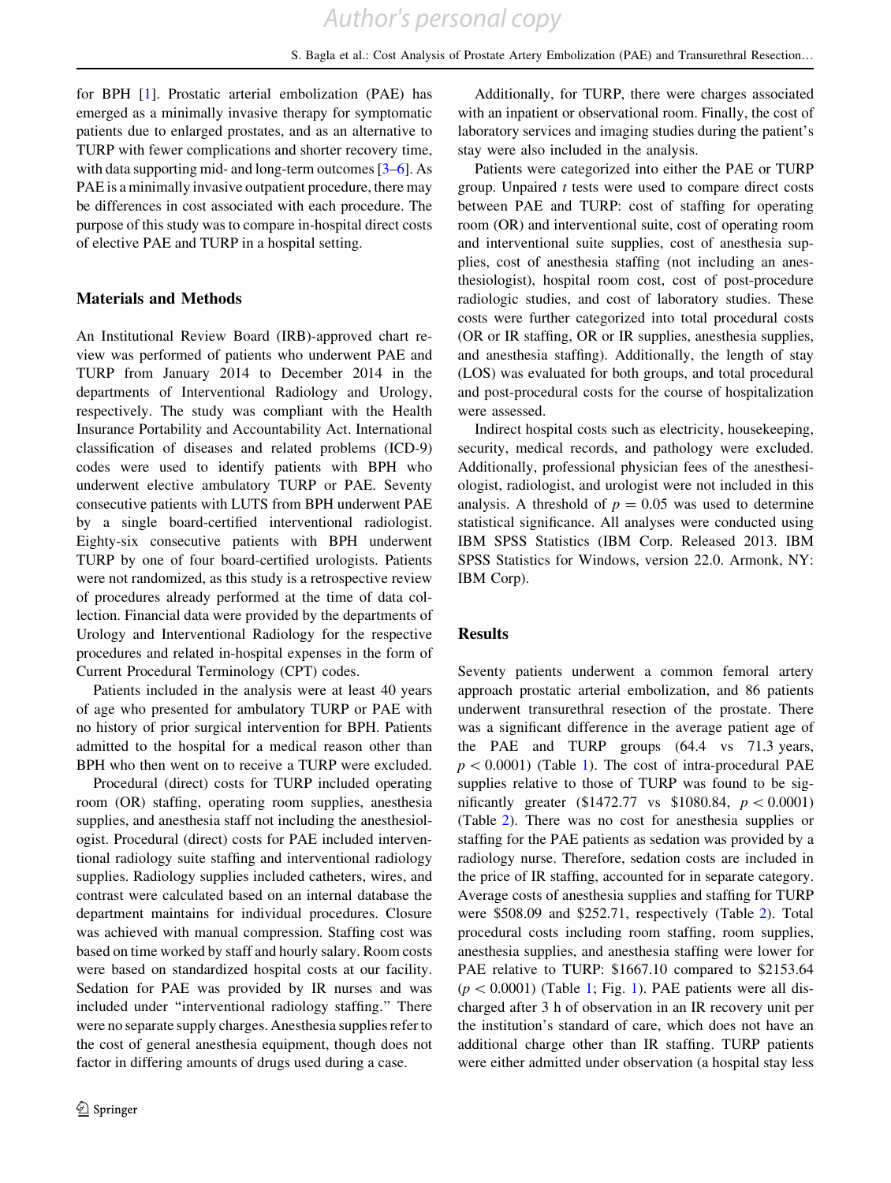for BPH [1]. Prostatic arterial embolization (PAE) has emerged as a minimally invasive therapy for symptomatic patients due to enlarged prostates, and as an alternative to TURP with fewer complications and shorter recovery time, with data supporting mid- and long-term outcomes [3–6]. As PAE is a minimally invasive outpatient procedure, there may be differences in cost associated with each procedure. The purpose of this study was to compare in-hospital direct costs of elective PAE and TURP in a hospital setting.

## Materials and Methods

An Institutional Review Board (IRB)-approved chart review was performed of patients who underwent PAE and TURP from January 2014 to December 2014 in the departments of Interventional Radiology and Urology, respectively. The study was compliant with the Health Insurance Portability and Accountability Act. International classification of diseases and related problems (ICD-9) codes were used to identify patients with BPH who underwent elective ambulatory TURP or PAE. Seventy consecutive patients with LUTS from BPH underwent PAE by a single board-certified interventional radiologist. Eighty-six consecutive patients with BPH underwent TURP by one of four board-certified urologists. Patients were not randomized, as this study is a retrospective review of procedures already performed at the time of data collection. Financial data were provided by the departments of Urology and Interventional Radiology for the respective procedures and related in-hospital expenses in the form of Current Procedural Terminology (CPT) codes.

Patients included in the analysis were at least 40 years of age who presented for ambulatory TURP or PAE with no history of prior surgical intervention for BPH. Patients admitted to the hospital for a medical reason other than BPH who then went on to receive a TURP were excluded.

Procedural (direct) costs for TURP included operating room (OR) staffing, operating room supplies, anesthesia supplies, and anesthesia staff not including the anesthesiologist. Procedural (direct) costs for PAE included interventional radiology suite staffing and interventional radiology supplies. Radiology supplies included catheters, wires, and contrast were calculated based on an internal database the department maintains for individual procedures. Closure was achieved with manual compression. Staffing cost was based on time worked by staff and hourly salary. Room costs were based on standardized hospital costs at our facility. Sedation for PAE was provided by IR nurses and was included under "interventional radiology staffing." There were no separate supply charges. Anesthesia supplies refer to the cost of general anesthesia equipment, though does not factor in differing amounts of drugs used during a case.

Additionally, for TURP, there were charges associated with an inpatient or observational room. Finally, the cost of laboratory services and imaging studies during the patient's stay were also included in the analysis.

Patients were categorized into either the PAE or TURP group. Unpaired *t* tests were used to compare direct costs between PAE and TURP: cost of staffing for operating room (OR) and interventional suite, cost of operating room and interventional suite supplies, cost of anesthesia supplies, cost of anesthesia staffing (not including an anesthesiologist), hospital room cost, cost of post-procedure radiologic studies, and cost of laboratory studies. These costs were further categorized into total procedural costs (OR or IR staffing, OR or IR supplies, anesthesia supplies, and anesthesia staffing). Additionally, the length of stay (LOS) was evaluated for both groups, and total procedural and post-procedural costs for the course of hospitalization were assessed.

Indirect hospital costs such as electricity, housekeeping, security, medical records, and pathology were excluded. Additionally, professional physician fees of the anesthesiologist, radiologist, and urologist were not included in this analysis. A threshold of $p = 0.05$ was used to determine statistical significance. All analyses were conducted using IBM SPSS Statistics (IBM Corp. Released 2013. IBM SPSS Statistics for Windows, version 22.0. Armonk, NY: IBM Corp).

## Results

Seventy patients underwent a common femoral artery approach prostatic arterial embolization, and 86 patients underwent transurethral resection of the prostate. There was a significant difference in the average patient age of the PAE and TURP groups (64.4 vs 71.3 years, $p < 0.0001$) (Table 1). The cost of intra-procedural PAE supplies relative to those of TURP was found to be significantly greater (\$1472.77 vs \$1080.84, $p < 0.0001$) (Table 2). There was no cost for anesthesia supplies or staffing for the PAE patients as sedation was provided by a radiology nurse. Therefore, sedation costs are included in the price of IR staffing, accounted for in separate category. Average costs of anesthesia supplies and staffing for TURP were \$508.09 and \$252.71, respectively (Table 2). Total procedural costs including room staffing, room supplies, anesthesia supplies, and anesthesia staffing were lower for PAE relative to TURP: \$1667.10 compared to \$2153.64 ($p < 0.0001$) (Table 1; Fig. 1). PAE patients were all discharged after 3 h of observation in an IR recovery unit per the institution's standard of care, which does not have an additional charge other than IR staffing. TURP patients were either admitted under observation (a hospital stay less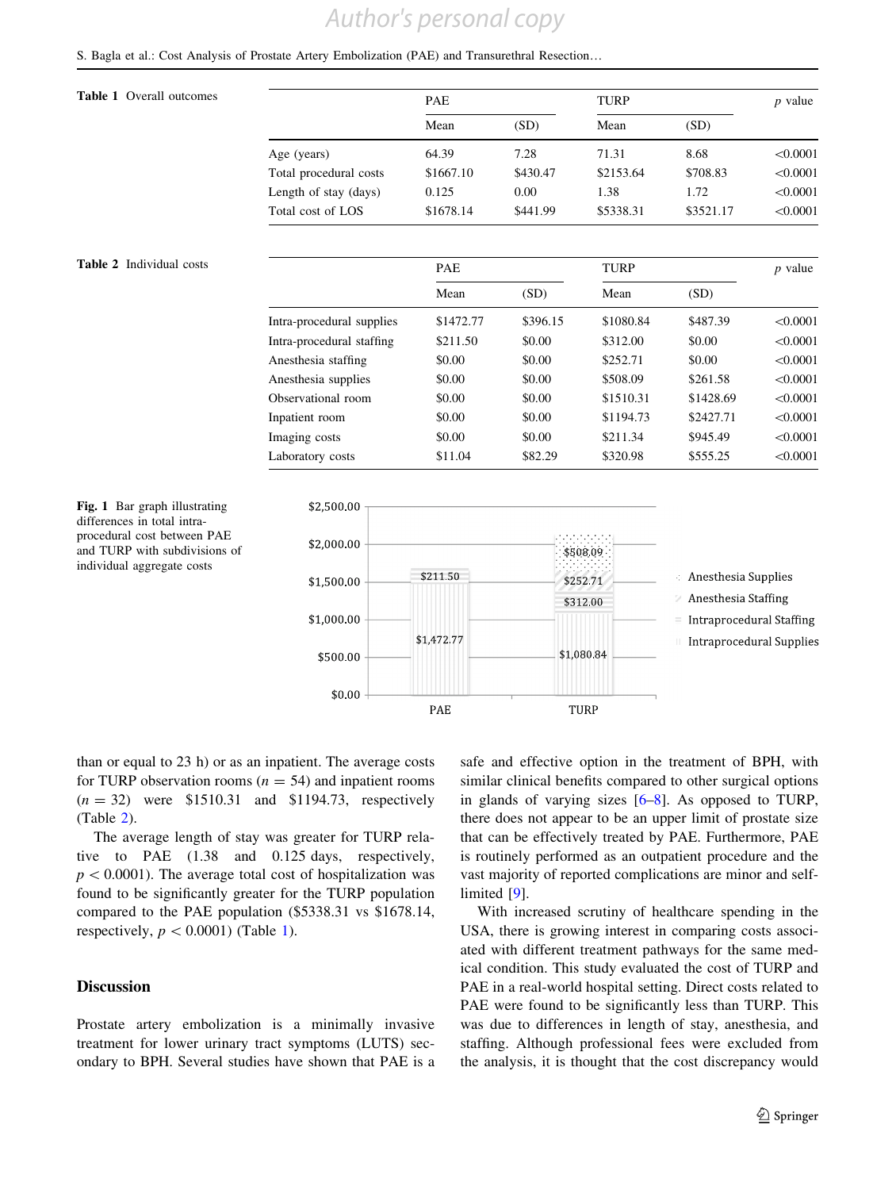**Table 1** Overall outcomes

| | PAE | | TURP | | p value |
|---|---|---|---|---|---|
| | Mean | (SD) | Mean | (SD) | |
| Age (years) | 64.39 | 7.28 | 71.31 | 8.68 | <0.0001 |
| Total procedural costs | $1667.10 | $430.47 | $2153.64 | $708.83 | <0.0001 |
| Length of stay (days) | 0.125 | 0.00 | 1.38 | 1.72 | <0.0001 |
| Total cost of LOS | $1678.14 | $441.99 | $5338.31 | $3521.17 | <0.0001 |

**Table 2** Individual costs

| | PAE | | TURP | | p value |
|---|---|---|---|---|---|
| | Mean | (SD) | Mean | (SD) | |
| Intra-procedural supplies | $1472.77 | $396.15 | $1080.84 | $487.39 | <0.0001 |
| Intra-procedural staffing | $211.50 | $0.00 | $312.00 | $0.00 | <0.0001 |
| Anesthesia staffing | $0.00 | $0.00 | $252.71 | $0.00 | <0.0001 |
| Anesthesia supplies | $0.00 | $0.00 | $508.09 | $261.58 | <0.0001 |
| Observational room | $0.00 | $0.00 | $1510.31 | $1428.69 | <0.0001 |
| Inpatient room | $0.00 | $0.00 | $1194.73 | $2427.71 | <0.0001 |
| Imaging costs | $0.00 | $0.00 | $211.34 | $945.49 | <0.0001 |
| Laboratory costs | $11.04 | $82.29 | $320.98 | $555.25 | <0.0001 |

**Fig. 1** Bar graph illustrating differences in total intra-procedural cost between PAE and TURP with subdivisions of individual aggregate costs

than or equal to 23 h) or as an inpatient. The average costs for TURP observation rooms ($n = 54$) and inpatient rooms ($n = 32$) were $1510.31 and $1194.73, respectively (Table 2).

The average length of stay was greater for TURP relative to PAE (1.38 and 0.125 days, respectively, $p < 0.0001$). The average total cost of hospitalization was found to be significantly greater for the TURP population compared to the PAE population ($5338.31 vs $1678.14, respectively, $p < 0.0001$) (Table 1).

## Discussion

Prostate artery embolization is a minimally invasive treatment for lower urinary tract symptoms (LUTS) secondary to BPH. Several studies have shown that PAE is a safe and effective option in the treatment of BPH, with similar clinical benefits compared to other surgical options in glands of varying sizes [6–8]. As opposed to TURP, there does not appear to be an upper limit of prostate size that can be effectively treated by PAE. Furthermore, PAE is routinely performed as an outpatient procedure and the vast majority of reported complications are minor and self-limited [9].

With increased scrutiny of healthcare spending in the USA, there is growing interest in comparing costs associated with different treatment pathways for the same medical condition. This study evaluated the cost of TURP and PAE in a real-world hospital setting. Direct costs related to PAE were found to be significantly less than TURP. This was due to differences in length of stay, anesthesia, and staffing. Although professional fees were excluded from the analysis, it is thought that the cost discrepancy would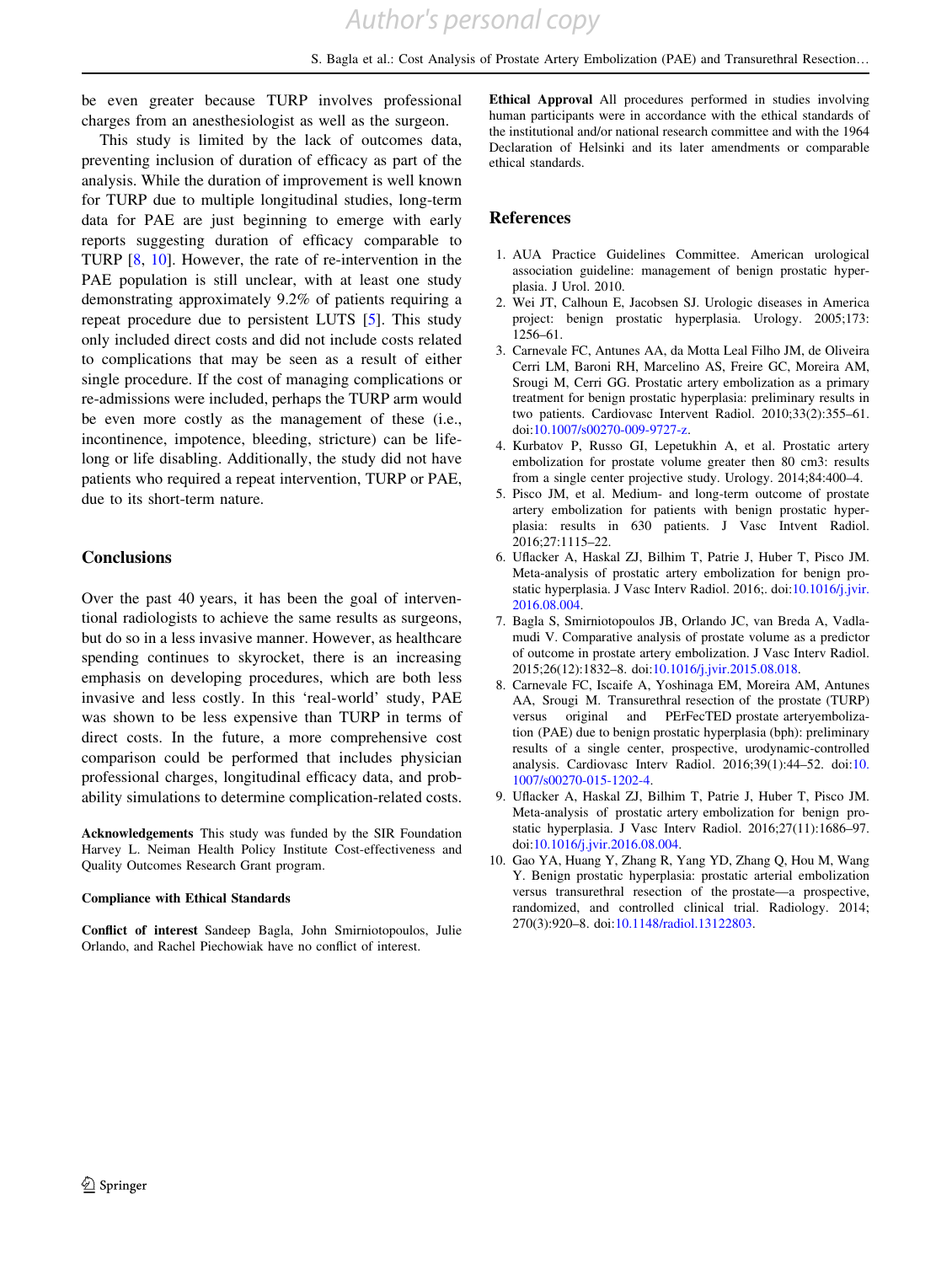be even greater because TURP involves professional charges from an anesthesiologist as well as the surgeon.

This study is limited by the lack of outcomes data, preventing inclusion of duration of efficacy as part of the analysis. While the duration of improvement is well known for TURP due to multiple longitudinal studies, long-term data for PAE are just beginning to emerge with early reports suggesting duration of efficacy comparable to TURP [8, 10]. However, the rate of re-intervention in the PAE population is still unclear, with at least one study demonstrating approximately 9.2% of patients requiring a repeat procedure due to persistent LUTS [5]. This study only included direct costs and did not include costs related to complications that may be seen as a result of either single procedure. If the cost of managing complications or re-admissions were included, perhaps the TURP arm would be even more costly as the management of these (i.e., incontinence, impotence, bleeding, stricture) can be life-long or life disabling. Additionally, the study did not have patients who required a repeat intervention, TURP or PAE, due to its short-term nature.

## Conclusions

Over the past 40 years, it has been the goal of interventional radiologists to achieve the same results as surgeons, but do so in a less invasive manner. However, as healthcare spending continues to skyrocket, there is an increasing emphasis on developing procedures, which are both less invasive and less costly. In this 'real-world' study, PAE was shown to be less expensive than TURP in terms of direct costs. In the future, a more comprehensive cost comparison could be performed that includes physician professional charges, longitudinal efficacy data, and probability simulations to determine complication-related costs.

**Acknowledgements** This study was funded by the SIR Foundation Harvey L. Neiman Health Policy Institute Cost-effectiveness and Quality Outcomes Research Grant program.

**Compliance with Ethical Standards**

**Conflict of interest** Sandeep Bagla, John Smirniotopoulos, Julie Orlando, and Rachel Piechowiak have no conflict of interest.

**Ethical Approval** All procedures performed in studies involving human participants were in accordance with the ethical standards of the institutional and/or national research committee and with the 1964 Declaration of Helsinki and its later amendments or comparable ethical standards.

## References

1. AUA Practice Guidelines Committee. American urological association guideline: management of benign prostatic hyperplasia. J Urol. 2010.
2. Wei JT, Calhoun E, Jacobsen SJ. Urologic diseases in America project: benign prostatic hyperplasia. Urology. 2005;173:1256–61.
3. Carnevale FC, Antunes AA, da Motta Leal Filho JM, de Oliveira Cerri LM, Baroni RH, Marcelino AS, Freire GC, Moreira AM, Srougi M, Cerri GG. Prostatic artery embolization as a primary treatment for benign prostatic hyperplasia: preliminary results in two patients. Cardiovasc Intervent Radiol. 2010;33(2):355–61. doi:10.1007/s00270-009-9727-z.
4. Kurbatov P, Russo GI, Lepetukhin A, et al. Prostatic artery embolization for prostate volume greater then 80 cm3: results from a single center projective study. Urology. 2014;84:400–4.
5. Pisco JM, et al. Medium- and long-term outcome of prostate artery embolization for patients with benign prostatic hyperplasia: results in 630 patients. J Vasc Intvent Radiol. 2016;27:1115–22.
6. Uflacker A, Haskal ZJ, Bilhim T, Patrie J, Huber T, Pisco JM. Meta-analysis of prostatic artery embolization for benign prostatic hyperplasia. J Vasc Interv Radiol. 2016;. doi:10.1016/j.jvir.2016.08.004.
7. Bagla S, Smirniotopoulos JB, Orlando JC, van Breda A, Vadlamudi V. Comparative analysis of prostate volume as a predictor of outcome in prostate artery embolization. J Vasc Interv Radiol. 2015;26(12):1832–8. doi:10.1016/j.jvir.2015.08.018.
8. Carnevale FC, Iscaife A, Yoshinaga EM, Moreira AM, Antunes AA, Srougi M. Transurethral resection of the prostate (TURP) versus original and PErFecTED prostate arteryembolization (PAE) due to benign prostatic hyperplasia (bph): preliminary results of a single center, prospective, urodynamic-controlled analysis. Cardiovasc Interv Radiol. 2016;39(1):44–52. doi:10.1007/s00270-015-1202-4.
9. Uflacker A, Haskal ZJ, Bilhim T, Patrie J, Huber T, Pisco JM. Meta-analysis of prostatic artery embolization for benign prostatic hyperplasia. J Vasc Interv Radiol. 2016;27(11):1686–97. doi:10.1016/j.jvir.2016.08.004.
10. Gao YA, Huang Y, Zhang R, Yang YD, Zhang Q, Hou M, Wang Y. Benign prostatic hyperplasia: prostatic arterial embolization versus transurethral resection of the prostate—a prospective, randomized, and controlled clinical trial. Radiology. 2014;270(3):920–8. doi:10.1148/radiol.13122803.